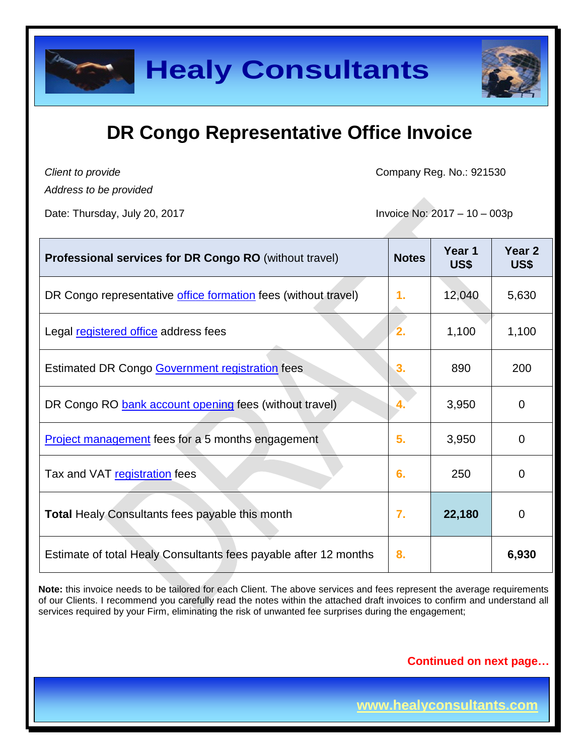# Healy Consultants

## DR Congo Representative Office Invoice

*Client to provide*
*Address to be provided*

Company Reg. No.: 921530

Date: Thursday, July 20, 2017

Invoice No: 2017 – 10 – 003p

| **Professional services for DR Congo RO** (without travel) | **Notes** | **Year 1 US$** | **Year 2 US$** |
|---|---|---|---|
| DR Congo representative office formation fees (without travel) | 1. | 12,040 | 5,630 |
| Legal registered office address fees | 2. | 1,100 | 1,100 |
| Estimated DR Congo Government registration fees | 3. | 890 | 200 |
| DR Congo RO bank account opening fees (without travel) | 4. | 3,950 | 0 |
| Project management fees for a 5 months engagement | 5. | 3,950 | 0 |
| Tax and VAT registration fees | 6. | 250 | 0 |
| **Total** Healy Consultants fees payable this month | 7. | **22,180** | 0 |
| Estimate of total Healy Consultants fees payable after 12 months | 8. | | **6,930** |

**Note:** this invoice needs to be tailored for each Client. The above services and fees represent the average requirements of our Clients. I recommend you carefully read the notes within the attached draft invoices to confirm and understand all services required by your Firm, eliminating the risk of unwanted fee surprises during the engagement;

**Continued on next page…**

www.healyconsultants.com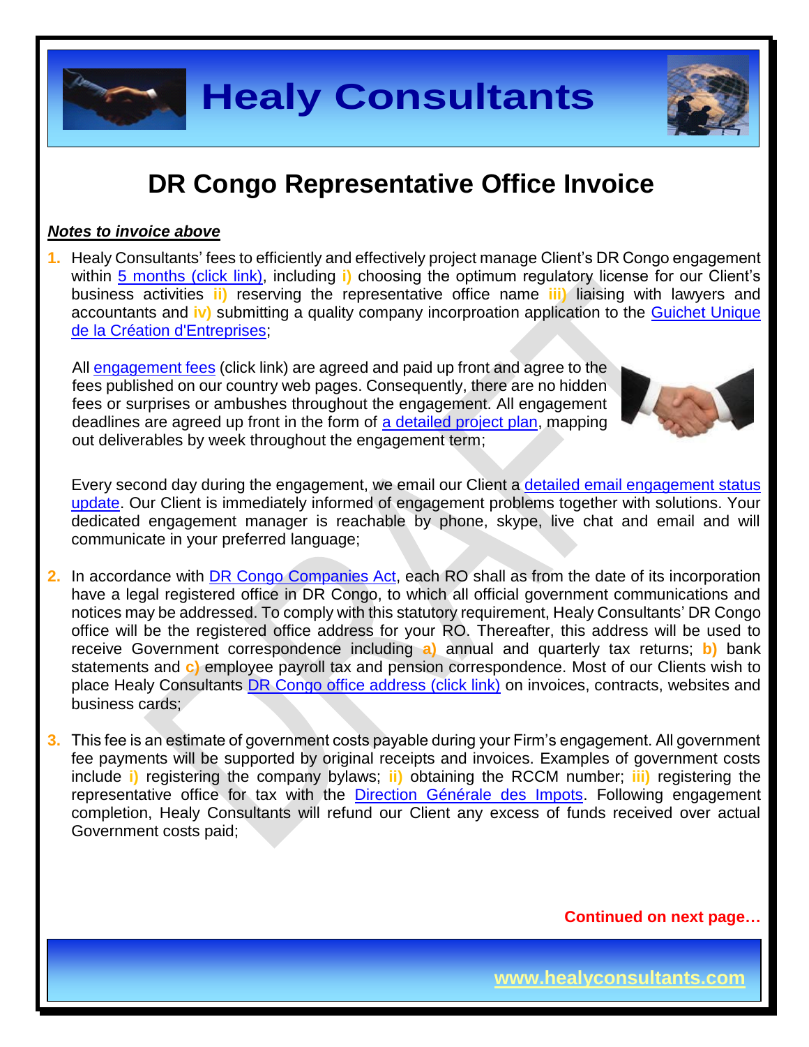# DR Congo Representative Office Invoice

***Notes to invoice above***

1. Healy Consultants' fees to efficiently and effectively project manage Client's DR Congo engagement within 5 months (click link), including **i)** choosing the optimum regulatory license for our Client's business activities **ii)** reserving the representative office name **iii)** liaising with lawyers and accountants and **iv)** submitting a quality company incorproation application to the Guichet Unique de la Création d'Entreprises;

   All engagement fees (click link) are agreed and paid up front and agree to the fees published on our country web pages. Consequently, there are no hidden fees or surprises or ambushes throughout the engagement. All engagement deadlines are agreed up front in the form of a detailed project plan, mapping out deliverables by week throughout the engagement term;

   Every second day during the engagement, we email our Client a detailed email engagement status update. Our Client is immediately informed of engagement problems together with solutions. Your dedicated engagement manager is reachable by phone, skype, live chat and email and will communicate in your preferred language;

2. In accordance with DR Congo Companies Act, each RO shall as from the date of its incorporation have a legal registered office in DR Congo, to which all official government communications and notices may be addressed. To comply with this statutory requirement, Healy Consultants' DR Congo office will be the registered office address for your RO. Thereafter, this address will be used to receive Government correspondence including **a)** annual and quarterly tax returns; **b)** bank statements and **c)** employee payroll tax and pension correspondence. Most of our Clients wish to place Healy Consultants DR Congo office address (click link) on invoices, contracts, websites and business cards;

3. This fee is an estimate of government costs payable during your Firm's engagement. All government fee payments will be supported by original receipts and invoices. Examples of government costs include **i)** registering the company bylaws; **ii)** obtaining the RCCM number; **iii)** registering the representative office for tax with the Direction Générale des Impots. Following engagement completion, Healy Consultants will refund our Client any excess of funds received over actual Government costs paid;

**Continued on next page…**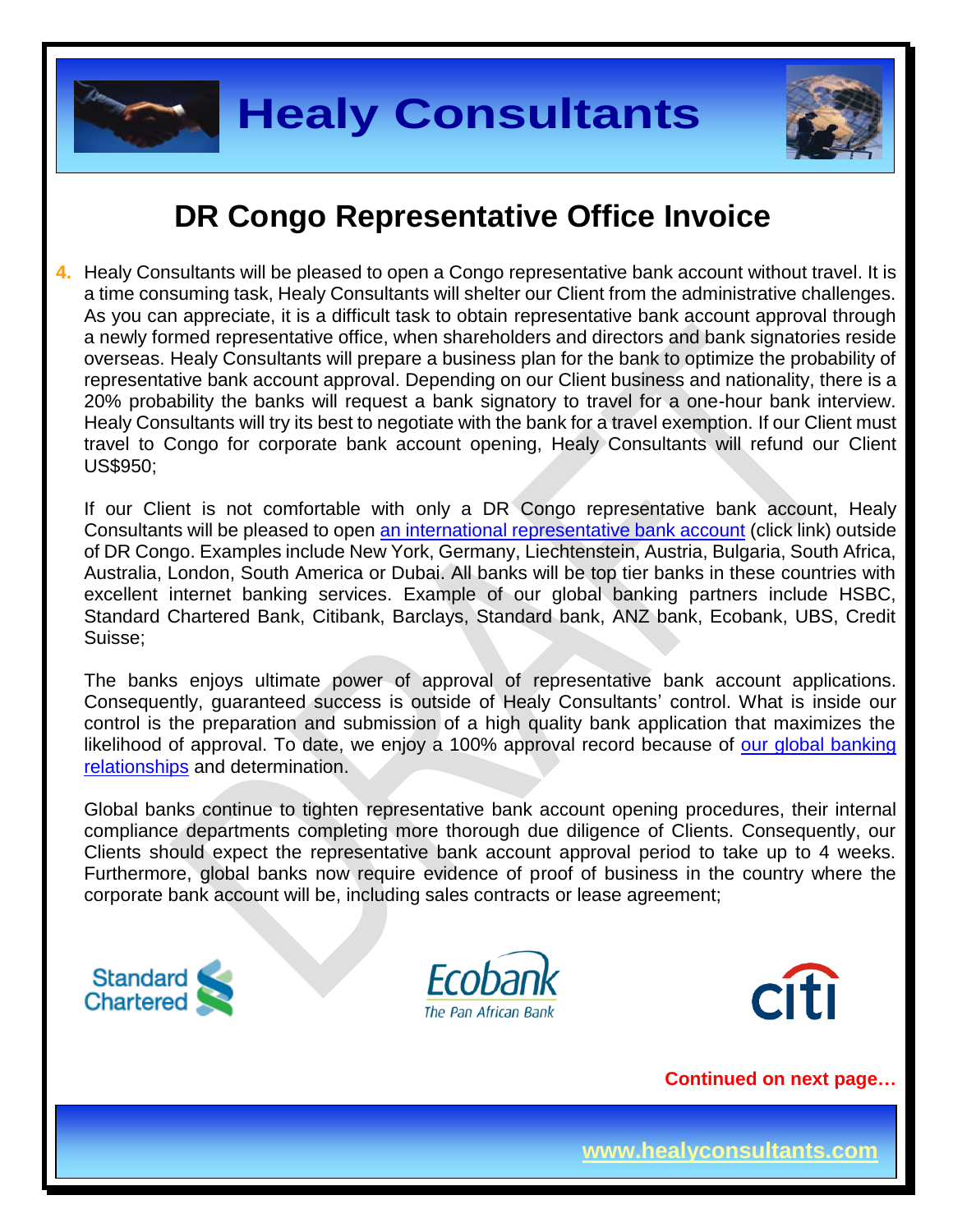# DR Congo Representative Office Invoice

4. Healy Consultants will be pleased to open a Congo representative bank account without travel. It is a time consuming task, Healy Consultants will shelter our Client from the administrative challenges. As you can appreciate, it is a difficult task to obtain representative bank account approval through a newly formed representative office, when shareholders and directors and bank signatories reside overseas. Healy Consultants will prepare a business plan for the bank to optimize the probability of representative bank account approval. Depending on our Client business and nationality, there is a 20% probability the banks will request a bank signatory to travel for a one-hour bank interview. Healy Consultants will try its best to negotiate with the bank for a travel exemption. If our Client must travel to Congo for corporate bank account opening, Healy Consultants will refund our Client US$950;

   If our Client is not comfortable with only a DR Congo representative bank account, Healy Consultants will be pleased to open an international representative bank account (click link) outside of DR Congo. Examples include New York, Germany, Liechtenstein, Austria, Bulgaria, South Africa, Australia, London, South America or Dubai. All banks will be top tier banks in these countries with excellent internet banking services. Example of our global banking partners include HSBC, Standard Chartered Bank, Citibank, Barclays, Standard bank, ANZ bank, Ecobank, UBS, Credit Suisse;

   The banks enjoys ultimate power of approval of representative bank account applications. Consequently, guaranteed success is outside of Healy Consultants' control. What is inside our control is the preparation and submission of a high quality bank application that maximizes the likelihood of approval. To date, we enjoy a 100% approval record because of our global banking relationships and determination.

   Global banks continue to tighten representative bank account opening procedures, their internal compliance departments completing more thorough due diligence of Clients. Consequently, our Clients should expect the representative bank account approval period to take up to 4 weeks. Furthermore, global banks now require evidence of proof of business in the country where the corporate bank account will be, including sales contracts or lease agreement;

**Continued on next page…**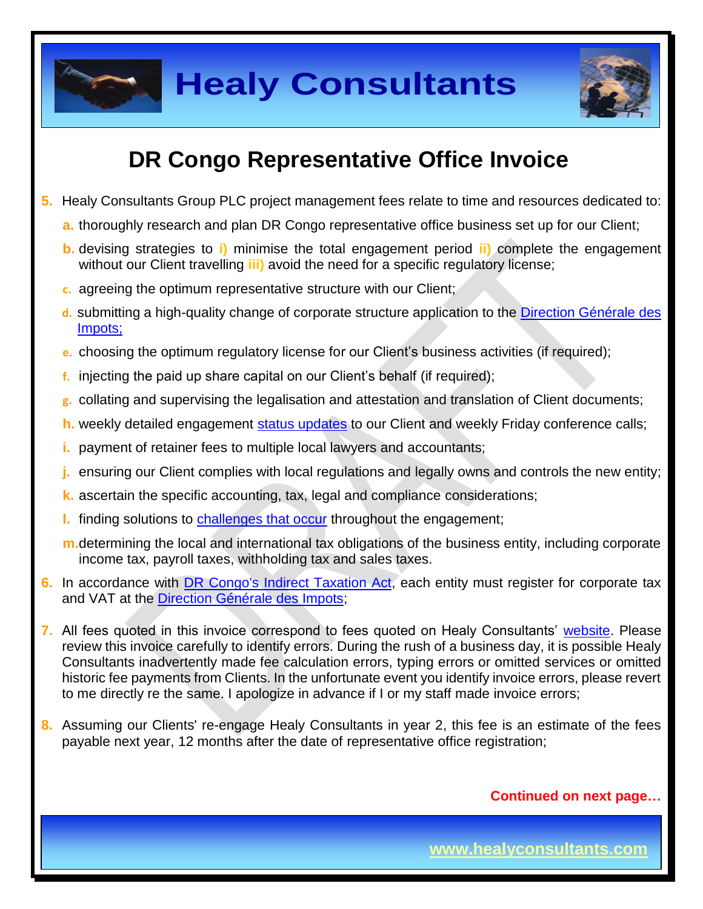# DR Congo Representative Office Invoice

5. Healy Consultants Group PLC project management fees relate to time and resources dedicated to:
   a. thoroughly research and plan DR Congo representative office business set up for our Client;
   b. devising strategies to i) minimise the total engagement period ii) complete the engagement without our Client travelling iii) avoid the need for a specific regulatory license;
   c. agreeing the optimum representative structure with our Client;
   d. submitting a high-quality change of corporate structure application to the Direction Générale des Impots;
   e. choosing the optimum regulatory license for our Client's business activities (if required);
   f. injecting the paid up share capital on our Client's behalf (if required);
   g. collating and supervising the legalisation and attestation and translation of Client documents;
   h. weekly detailed engagement status updates to our Client and weekly Friday conference calls;
   i. payment of retainer fees to multiple local lawyers and accountants;
   j. ensuring our Client complies with local regulations and legally owns and controls the new entity;
   k. ascertain the specific accounting, tax, legal and compliance considerations;
   l. finding solutions to challenges that occur throughout the engagement;
   m. determining the local and international tax obligations of the business entity, including corporate income tax, payroll taxes, withholding tax and sales taxes.

6. In accordance with DR Congo's Indirect Taxation Act, each entity must register for corporate tax and VAT at the Direction Générale des Impots;

7. All fees quoted in this invoice correspond to fees quoted on Healy Consultants' website. Please review this invoice carefully to identify errors. During the rush of a business day, it is possible Healy Consultants inadvertently made fee calculation errors, typing errors or omitted services or omitted historic fee payments from Clients. In the unfortunate event you identify invoice errors, please revert to me directly re the same. I apologize in advance if I or my staff made invoice errors;

8. Assuming our Clients' re-engage Healy Consultants in year 2, this fee is an estimate of the fees payable next year, 12 months after the date of representative office registration;

**Continued on next page…**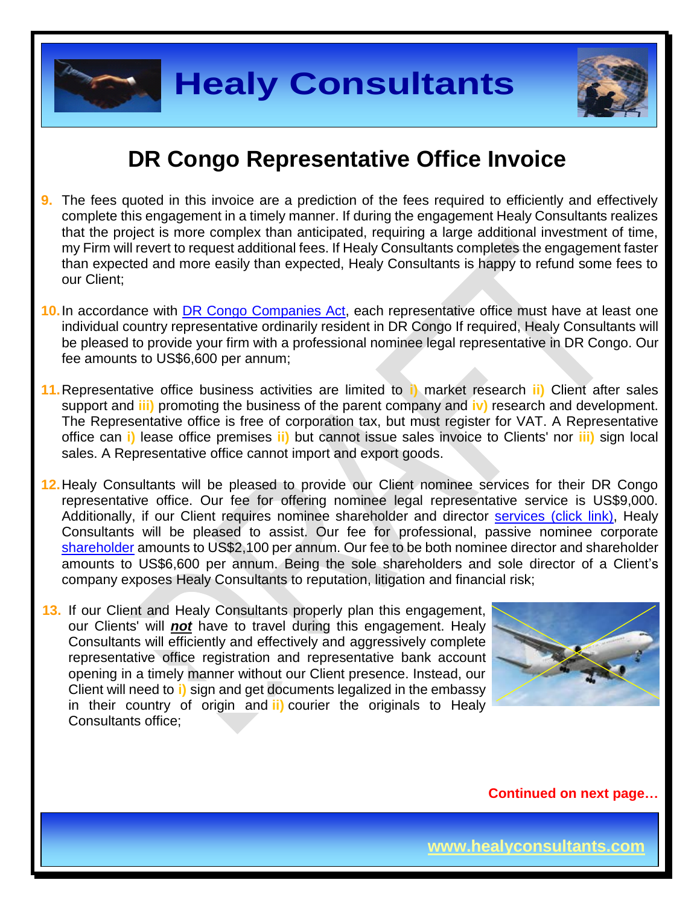# DR Congo Representative Office Invoice

9. The fees quoted in this invoice are a prediction of the fees required to efficiently and effectively complete this engagement in a timely manner. If during the engagement Healy Consultants realizes that the project is more complex than anticipated, requiring a large additional investment of time, my Firm will revert to request additional fees. If Healy Consultants completes the engagement faster than expected and more easily than expected, Healy Consultants is happy to refund some fees to our Client;

10. In accordance with DR Congo Companies Act, each representative office must have at least one individual country representative ordinarily resident in DR Congo If required, Healy Consultants will be pleased to provide your firm with a professional nominee legal representative in DR Congo. Our fee amounts to US$6,600 per annum;

11. Representative office business activities are limited to i) market research ii) Client after sales support and iii) promoting the business of the parent company and iv) research and development. The Representative office is free of corporation tax, but must register for VAT. A Representative office can i) lease office premises ii) but cannot issue sales invoice to Clients' nor iii) sign local sales. A Representative office cannot import and export goods.

12. Healy Consultants will be pleased to provide our Client nominee services for their DR Congo representative office. Our fee for offering nominee legal representative service is US$9,000. Additionally, if our Client requires nominee shareholder and director services (click link), Healy Consultants will be pleased to assist. Our fee for professional, passive nominee corporate shareholder amounts to US$2,100 per annum. Our fee to be both nominee director and shareholder amounts to US$6,600 per annum. Being the sole shareholders and sole director of a Client's company exposes Healy Consultants to reputation, litigation and financial risk;

13. If our Client and Healy Consultants properly plan this engagement, our Clients' will ***not*** have to travel during this engagement. Healy Consultants will efficiently and effectively and aggressively complete representative office registration and representative bank account opening in a timely manner without our Client presence. Instead, our Client will need to i) sign and get documents legalized in the embassy in their country of origin and ii) courier the originals to Healy Consultants office;

**Continued on next page…**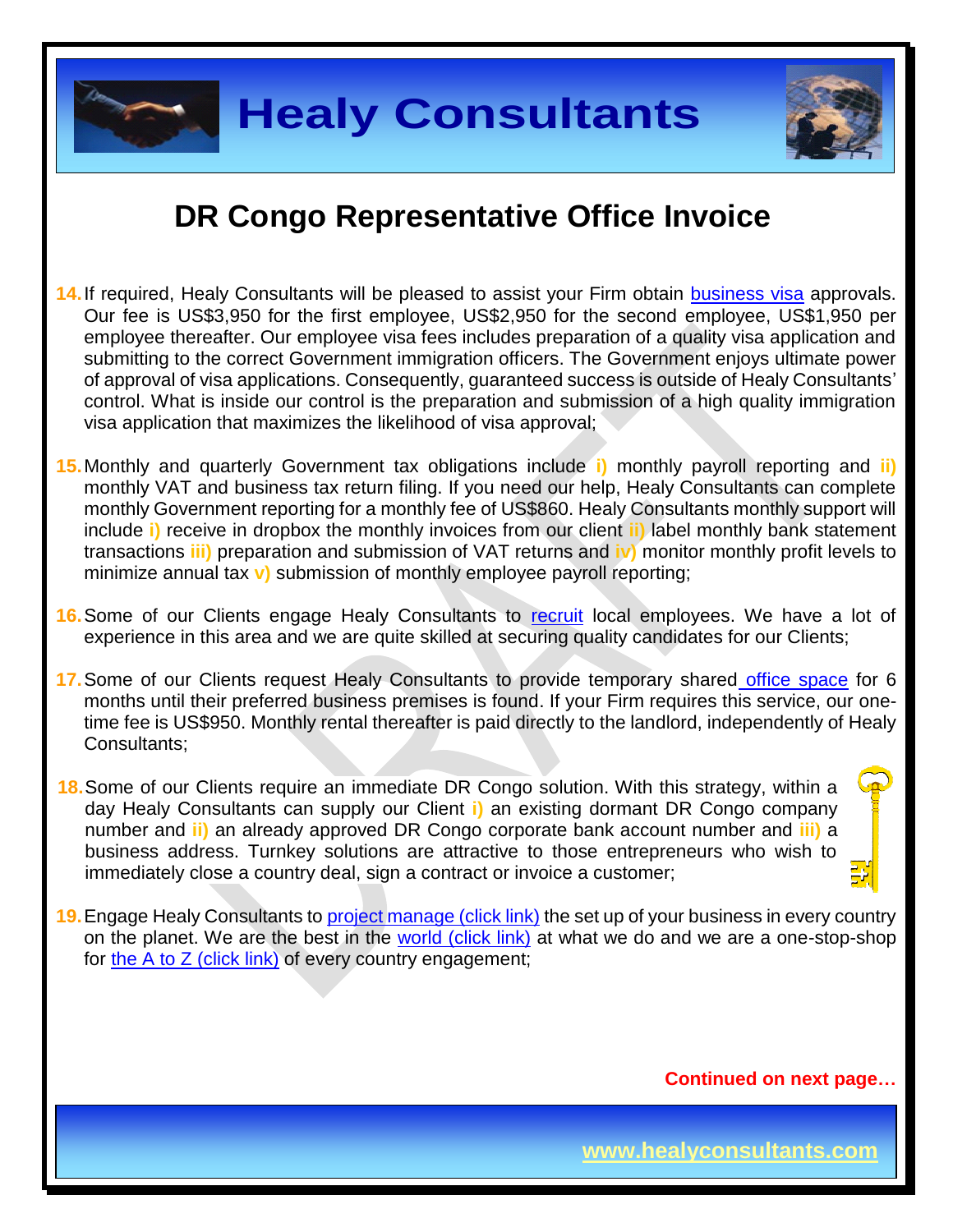# DR Congo Representative Office Invoice

14. If required, Healy Consultants will be pleased to assist your Firm obtain business visa approvals. Our fee is US$3,950 for the first employee, US$2,950 for the second employee, US$1,950 per employee thereafter. Our employee visa fees includes preparation of a quality visa application and submitting to the correct Government immigration officers. The Government enjoys ultimate power of approval of visa applications. Consequently, guaranteed success is outside of Healy Consultants' control. What is inside our control is the preparation and submission of a high quality immigration visa application that maximizes the likelihood of visa approval;

15. Monthly and quarterly Government tax obligations include **i)** monthly payroll reporting and **ii)** monthly VAT and business tax return filing. If you need our help, Healy Consultants can complete monthly Government reporting for a monthly fee of US$860. Healy Consultants monthly support will include **i)** receive in dropbox the monthly invoices from our client **ii)** label monthly bank statement transactions **iii)** preparation and submission of VAT returns and **iv)** monitor monthly profit levels to minimize annual tax **v)** submission of monthly employee payroll reporting;

16. Some of our Clients engage Healy Consultants to recruit local employees. We have a lot of experience in this area and we are quite skilled at securing quality candidates for our Clients;

17. Some of our Clients request Healy Consultants to provide temporary shared office space for 6 months until their preferred business premises is found. If your Firm requires this service, our one-time fee is US$950. Monthly rental thereafter is paid directly to the landlord, independently of Healy Consultants;

18. Some of our Clients require an immediate DR Congo solution. With this strategy, within a day Healy Consultants can supply our Client **i)** an existing dormant DR Congo company number and **ii)** an already approved DR Congo corporate bank account number and **iii)** a business address. Turnkey solutions are attractive to those entrepreneurs who wish to immediately close a country deal, sign a contract or invoice a customer;

19. Engage Healy Consultants to project manage (click link) the set up of your business in every country on the planet. We are the best in the world (click link) at what we do and we are a one-stop-shop for the A to Z (click link) of every country engagement;

**Continued on next page…**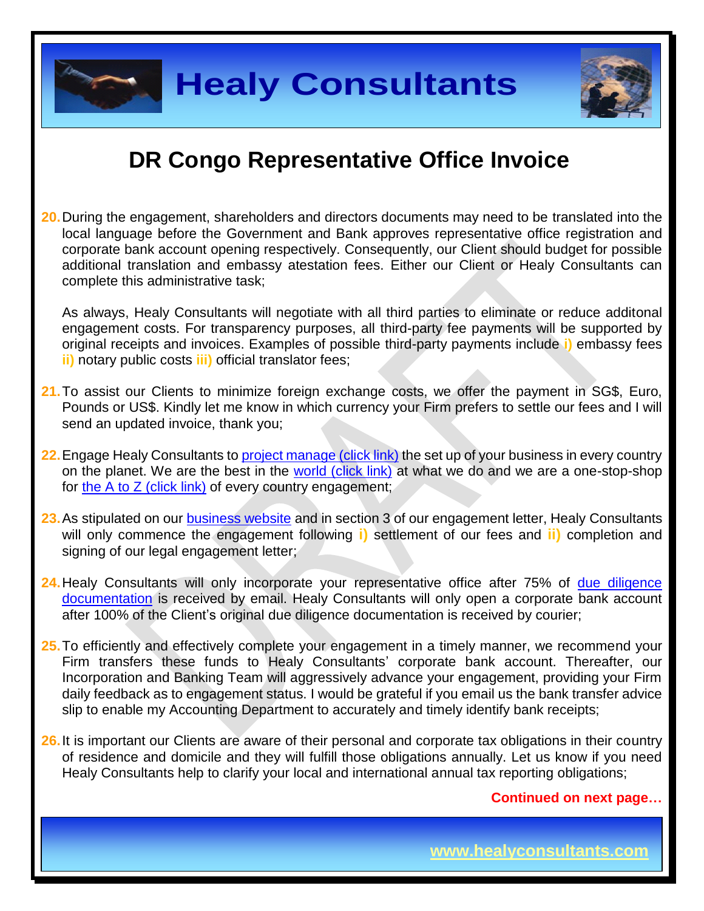# DR Congo Representative Office Invoice

20. During the engagement, shareholders and directors documents may need to be translated into the local language before the Government and Bank approves representative office registration and corporate bank account opening respectively. Consequently, our Client should budget for possible additional translation and embassy atestation fees. Either our Client or Healy Consultants can complete this administrative task;

    As always, Healy Consultants will negotiate with all third parties to eliminate or reduce additonal engagement costs. For transparency purposes, all third-party fee payments will be supported by original receipts and invoices. Examples of possible third-party payments include **i)** embassy fees **ii)** notary public costs **iii)** official translator fees;

21. To assist our Clients to minimize foreign exchange costs, we offer the payment in SG$, Euro, Pounds or US$. Kindly let me know in which currency your Firm prefers to settle our fees and I will send an updated invoice, thank you;

22. Engage Healy Consultants to project manage (click link) the set up of your business in every country on the planet. We are the best in the world (click link) at what we do and we are a one-stop-shop for the A to Z (click link) of every country engagement;

23. As stipulated on our business website and in section 3 of our engagement letter, Healy Consultants will only commence the engagement following **i)** settlement of our fees and **ii)** completion and signing of our legal engagement letter;

24. Healy Consultants will only incorporate your representative office after 75% of due diligence documentation is received by email. Healy Consultants will only open a corporate bank account after 100% of the Client's original due diligence documentation is received by courier;

25. To efficiently and effectively complete your engagement in a timely manner, we recommend your Firm transfers these funds to Healy Consultants' corporate bank account. Thereafter, our Incorporation and Banking Team will aggressively advance your engagement, providing your Firm daily feedback as to engagement status. I would be grateful if you email us the bank transfer advice slip to enable my Accounting Department to accurately and timely identify bank receipts;

26. It is important our Clients are aware of their personal and corporate tax obligations in their country of residence and domicile and they will fulfill those obligations annually. Let us know if you need Healy Consultants help to clarify your local and international annual tax reporting obligations;

**Continued on next page…**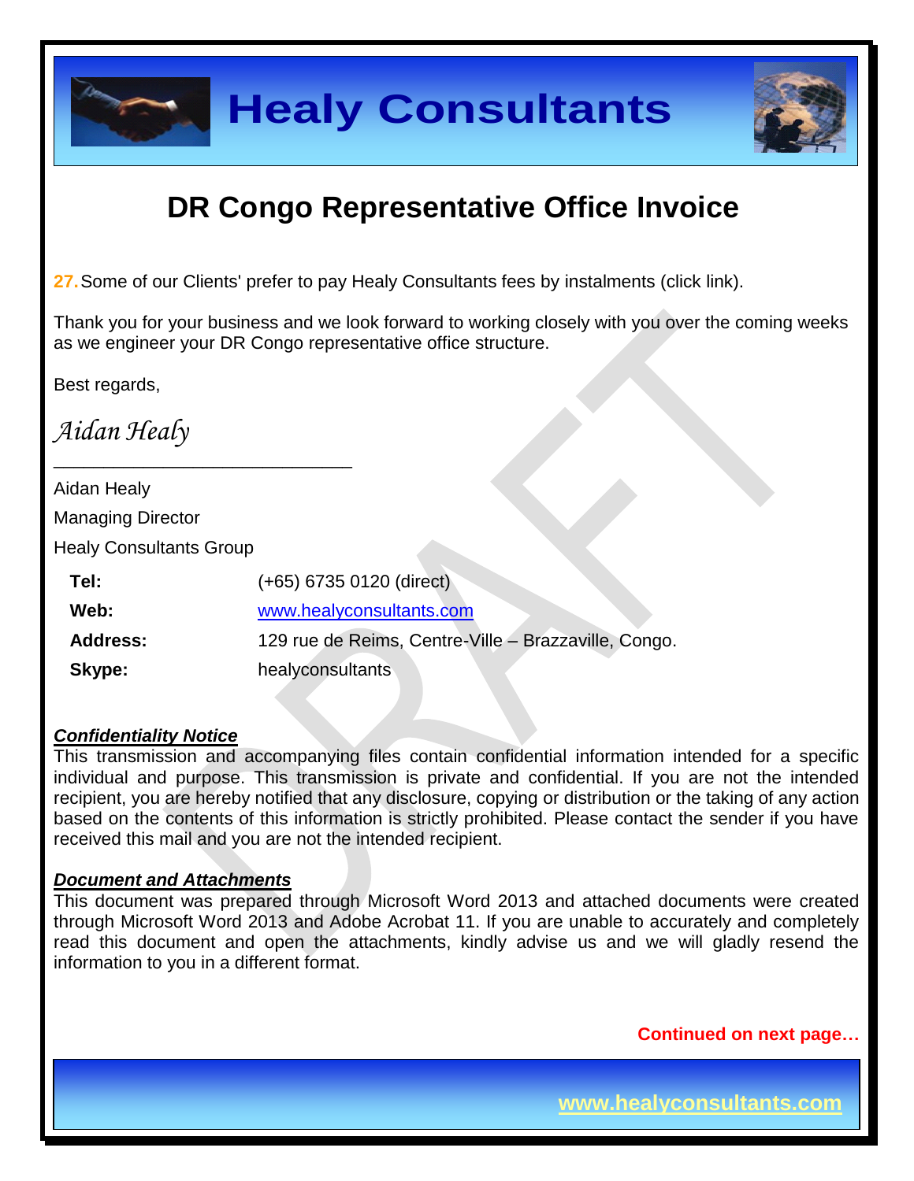# DR Congo Representative Office Invoice

27. Some of our Clients' prefer to pay Healy Consultants fees by instalments (click link).

Thank you for your business and we look forward to working closely with you over the coming weeks as we engineer your DR Congo representative office structure.

Best regards,

*Aidan Healy*

\_\_\_\_\_\_\_\_\_\_\_\_\_\_\_\_\_\_\_\_\_\_\_\_\_\_\_\_\_\_

Aidan Healy

Managing Director

Healy Consultants Group

| | |
|---|---|
| **Tel:** | (+65) 6735 0120 (direct) |
| **Web:** | www.healyconsultants.com |
| **Address:** | 129 rue de Reims, Centre-Ville – Brazzaville, Congo. |
| **Skype:** | healyconsultants |

***Confidentiality Notice***

This transmission and accompanying files contain confidential information intended for a specific individual and purpose. This transmission is private and confidential. If you are not the intended recipient, you are hereby notified that any disclosure, copying or distribution or the taking of any action based on the contents of this information is strictly prohibited. Please contact the sender if you have received this mail and you are not the intended recipient.

***Document and Attachments***

This document was prepared through Microsoft Word 2013 and attached documents were created through Microsoft Word 2013 and Adobe Acrobat 11. If you are unable to accurately and completely read this document and open the attachments, kindly advise us and we will gladly resend the information to you in a different format.

**Continued on next page…**